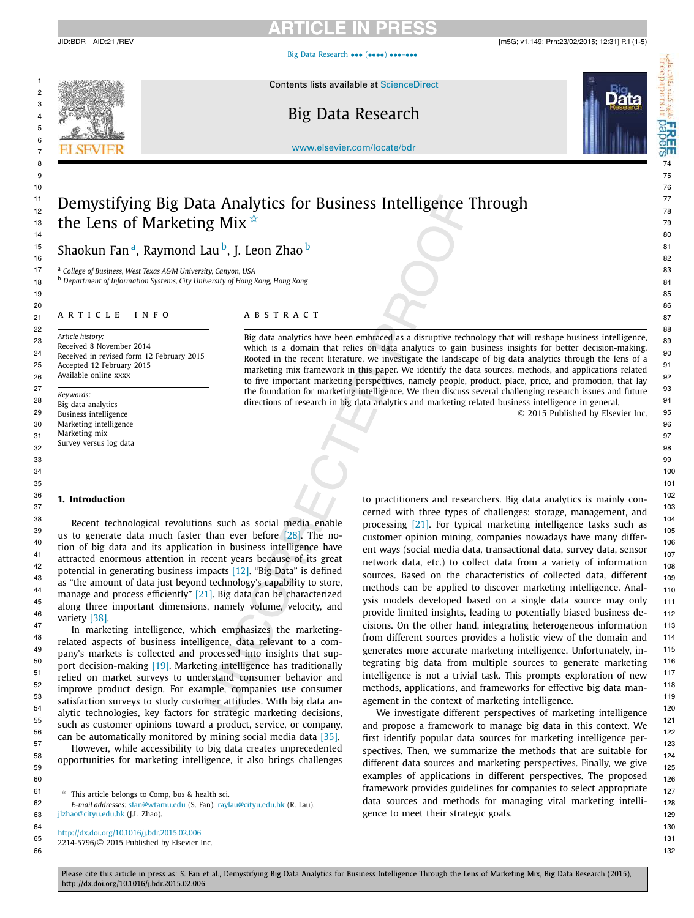# Demystifying Big Data Analytics for Business Intelligence Through the Lens of Marketing Mix ☆

Shaokun Fan [a], Raymond Lau [b], J. Leon Zhao [b]

[a] College of Business, West Texas A&M University, Canyon, USA
[b] Department of Information Systems, City University of Hong Kong, Hong Kong

**ARTICLE INFO**

*Article history:*
Received 8 November 2014
Received in revised form 12 February 2015
Accepted 12 February 2015
Available online xxxx

*Keywords:*
Big data analytics
Business intelligence
Marketing intelligence
Marketing mix
Survey versus log data

**ABSTRACT**

Big data analytics have been embraced as a disruptive technology that will reshape business intelligence, which is a domain that relies on data analytics to gain business insights for better decision-making. Rooted in the recent literature, we investigate the landscape of big data analytics through the lens of a marketing mix framework in this paper. We identify the data sources, methods, and applications related to five important marketing perspectives, namely people, product, place, price, and promotion, that lay the foundation for marketing intelligence. We then discuss several challenging research issues and future directions of research in big data analytics and marketing related business intelligence in general.

© 2015 Published by Elsevier Inc.

## 1. Introduction

Recent technological revolutions such as social media enable us to generate data much faster than ever before [28]. The notion of big data and its application in business intelligence have attracted enormous attention in recent years because of its great potential in generating business impacts [12]. "Big Data" is defined as "the amount of data just beyond technology's capability to store, manage and process efficiently" [21]. Big data can be characterized along three important dimensions, namely volume, velocity, and variety [38].

In marketing intelligence, which emphasizes the marketing-related aspects of business intelligence, data relevant to a company's markets is collected and processed into insights that support decision-making [19]. Marketing intelligence has traditionally relied on market surveys to understand consumer behavior and improve product design. For example, companies use consumer satisfaction surveys to study customer attitudes. With big data analytic technologies, key factors for strategic marketing decisions, such as customer opinions toward a product, service, or company, can be automatically monitored by mining social media data [35].

However, while accessibility to big data creates unprecedented opportunities for marketing intelligence, it also brings challenges to practitioners and researchers. Big data analytics is mainly concerned with three types of challenges: storage, management, and processing [21]. For typical marketing intelligence tasks such as customer opinion mining, companies nowadays have many different ways (social media data, transactional data, survey data, sensor network data, etc.) to collect data from a variety of information sources. Based on the characteristics of collected data, different methods can be applied to discover marketing intelligence. Analysis models developed based on a single data source may only provide limited insights, leading to potentially biased business decisions. On the other hand, integrating heterogeneous information from different sources provides a holistic view of the domain and generates more accurate marketing intelligence. Unfortunately, integrating big data from multiple sources to generate marketing intelligence is not a trivial task. This prompts exploration of new methods, applications, and frameworks for effective big data management in the context of marketing intelligence.

We investigate different perspectives of marketing intelligence and propose a framework to manage big data in this context. We first identify popular data sources for marketing intelligence perspectives. Then, we summarize the methods that are suitable for different data sources and marketing perspectives. Finally, we give examples of applications in different perspectives. The proposed framework provides guidelines for companies to select appropriate data sources and methods for managing vital marketing intelligence to meet their strategic goals.

☆ This article belongs to Comp, bus & health sci.
*E-mail addresses:* sfan@wtamu.edu (S. Fan), raylau@cityu.edu.hk (R. Lau), jlzhao@cityu.edu.hk (J.L. Zhao).

http://dx.doi.org/10.1016/j.bdr.2015.02.006
2214-5796/© 2015 Published by Elsevier Inc.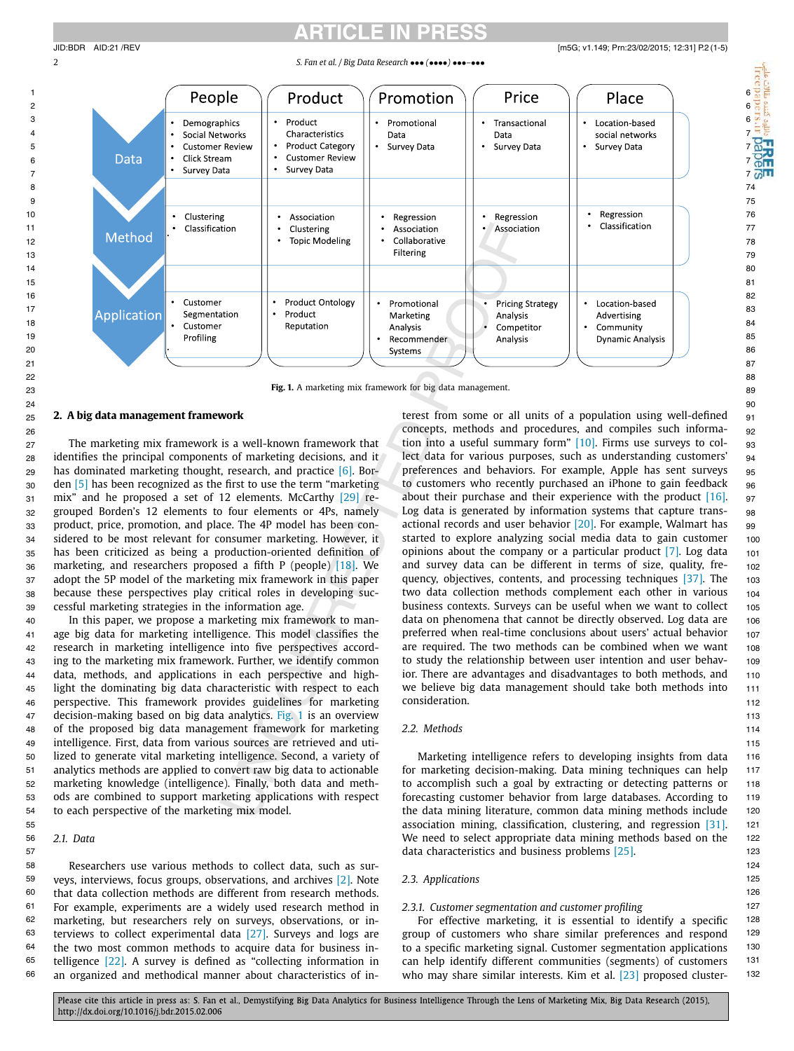| | People | Product | Promotion | Price | Place |
|---|---|---|---|---|---|
| Data | • Demographics<br>• Social Networks<br>• Customer Review<br>• Click Stream<br>• Survey Data | • Product Characteristics<br>• Product Category<br>• Customer Review<br>• Survey Data | • Promotional Data<br>• Survey Data | • Transactional Data<br>• Survey Data | • Location-based social networks<br>• Survey Data |
| Method | • Clustering<br>• Classification | • Association<br>• Clustering<br>• Topic Modeling | • Regression<br>• Association<br>• Collaborative Filtering | • Regression<br>• Association | • Regression<br>• Classification |
| Application | • Customer Segmentation<br>• Customer Profiling | • Product Ontology<br>• Product Reputation | • Promotional Marketing Analysis<br>• Recommender Systems | • Pricing Strategy Analysis<br>• Competitor Analysis | • Location-based Advertising<br>• Community Dynamic Analysis |

**Fig. 1.** A marketing mix framework for big data management.

## 2. A big data management framework

The marketing mix framework is a well-known framework that identifies the principal components of marketing decisions, and it has dominated marketing thought, research, and practice [6]. Borden [5] has been recognized as the first to use the term "marketing mix" and he proposed a set of 12 elements. McCarthy [29] regrouped Borden's 12 elements to four elements or 4Ps, namely product, price, promotion, and place. The 4P model has been considered to be most relevant for consumer marketing. However, it has been criticized as being a production-oriented definition of marketing, and researchers proposed a fifth P (people) [18]. We adopt the 5P model of the marketing mix framework in this paper because these perspectives play critical roles in developing successful marketing strategies in the information age.

In this paper, we propose a marketing mix framework to manage big data for marketing intelligence. This model classifies the research in marketing intelligence into five perspectives according to the marketing mix framework. Further, we identify common data, methods, and applications in each perspective and highlight the dominating big data characteristic with respect to each perspective. This framework provides guidelines for marketing decision-making based on big data analytics. Fig. 1 is an overview of the proposed big data management framework for marketing intelligence. First, data from various sources are retrieved and utilized to generate vital marketing intelligence. Second, a variety of analytics methods are applied to convert raw big data to actionable marketing knowledge (intelligence). Finally, both data and methods are combined to support marketing applications with respect to each perspective of the marketing mix model.

### 2.1. Data

Researchers use various methods to collect data, such as surveys, interviews, focus groups, observations, and archives [2]. Note that data collection methods are different from research methods. For example, experiments are a widely used research method in marketing, but researchers rely on surveys, observations, or interviews to collect experimental data [27]. Surveys and logs are the two most common methods to acquire data for business intelligence [22]. A survey is defined as "collecting information in an organized and methodical manner about characteristics of interest from some or all units of a population using well-defined concepts, methods and procedures, and compiles such information into a useful summary form" [10]. Firms use surveys to collect data for various purposes, such as understanding customers' preferences and behaviors. For example, Apple has sent surveys to customers who recently purchased an iPhone to gain feedback about their purchase and their experience with the product [16]. Log data is generated by information systems that capture transactional records and user behavior [20]. For example, Walmart has started to explore analyzing social media data to gain customer opinions about the company or a particular product [7]. Log data and survey data can be different in terms of size, quality, frequency, objectives, contents, and processing techniques [37]. The two data collection methods complement each other in various business contexts. Surveys can be useful when we want to collect data on phenomena that cannot be directly observed. Log data are preferred when real-time conclusions about users' actual behavior are required. The two methods can be combined when we want to study the relationship between user intention and user behavior. There are advantages and disadvantages to both methods, and we believe big data management should take both methods into consideration.

### 2.2. Methods

Marketing intelligence refers to developing insights from data for marketing decision-making. Data mining techniques can help to accomplish such a goal by extracting or detecting patterns or forecasting customer behavior from large databases. According to the data mining literature, common data mining methods include association mining, classification, clustering, and regression [31]. We need to select appropriate data mining methods based on the data characteristics and business problems [25].

### 2.3. Applications

#### 2.3.1. Customer segmentation and customer profiling

For effective marketing, it is essential to identify a specific group of customers who share similar preferences and respond to a specific marketing signal. Customer segmentation can help identify different communities (segments) of customers who may share similar interests. Kim et al. [23] proposed cluster-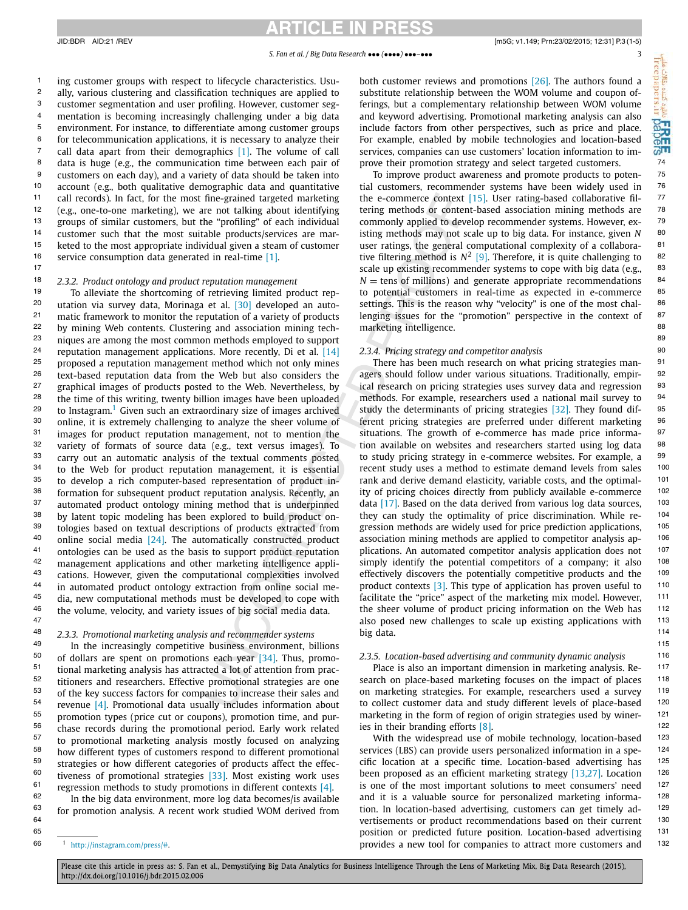ing customer groups with respect to lifecycle characteristics. Usually, various clustering and classification techniques are applied to customer segmentation and user profiling. However, customer segmentation is becoming increasingly challenging under a big data environment. For instance, to differentiate among customer groups for telecommunication applications, it is necessary to analyze their call data apart from their demographics [1]. The volume of call data is huge (e.g., the communication time between each pair of customers on each day), and a variety of data should be taken into account (e.g., both qualitative demographic data and quantitative call records). In fact, for the most fine-grained targeted marketing (e.g., one-to-one marketing), we are not talking about identifying groups of similar customers, but the "profiling" of each individual customer such that the most suitable products/services are marketed to the most appropriate individual given a steam of customer service consumption data generated in real-time [1].

### 2.3.2. Product ontology and product reputation management

To alleviate the shortcoming of retrieving limited product reputation via survey data, Morinaga et al. [30] developed an automatic framework to monitor the reputation of a variety of products by mining Web contents. Clustering and association mining techniques are among the most common methods employed to support reputation management applications. More recently, Di et al. [14] proposed a reputation management method which not only mines text-based reputation data from the Web but also considers the graphical images of products posted to the Web. Nevertheless, by the time of this writing, twenty billion images have been uploaded to Instagram.[1] Given such an extraordinary size of images archived online, it is extremely challenging to analyze the sheer volume of images for product reputation management, not to mention the variety of formats of source data (e.g., text versus images). To carry out an automatic analysis of the textual comments posted to the Web for product reputation management, it is essential to develop a rich computer-based representation of product information for subsequent product reputation analysis. Recently, an automated product ontology mining method that is underpinned by latent topic modeling has been explored to build product ontologies based on textual descriptions of products extracted from online social media [24]. The automatically constructed product ontologies can be used as the basis to support product reputation management applications and other marketing intelligence applications. However, given the computational complexities involved in automated product ontology extraction from online social media, new computational methods must be developed to cope with the volume, velocity, and variety issues of big social media data.

### 2.3.3. Promotional marketing analysis and recommender systems

In the increasingly competitive business environment, billions of dollars are spent on promotions each year [34]. Thus, promotional marketing analysis has attracted a lot of attention from practitioners and researchers. Effective promotional strategies are one of the key success factors for companies to increase their sales and revenue [4]. Promotional data usually includes information about promotion types (price cut or coupons), promotion time, and purchase records during the promotional period. Early work related to promotional marketing analysis mostly focused on analyzing how different types of customers respond to different promotional strategies or how different categories of products affect the effectiveness of promotional strategies [33]. Most existing work uses regression methods to study promotions in different contexts [4].

In the big data environment, more log data becomes/is available for promotion analysis. A recent work studied WOM derived from both customer reviews and promotions [26]. The authors found a substitute relationship between the WOM volume and coupon offerings, but a complementary relationship between WOM volume and keyword advertising. Promotional marketing analysis can also include factors from other perspectives, such as price and place. For example, enabled by mobile technologies and location-based services, companies can use customers' location information to improve their promotion strategy and select targeted customers.

To improve product awareness and promote products to potential customers, recommender systems have been widely used in the e-commerce context [15]. User rating-based collaborative filtering methods or content-based association mining methods are commonly applied to develop recommender systems. However, existing methods may not scale up to big data. For instance, given $N$ user ratings, the general computational complexity of a collaborative filtering method is $N^2$ [9]. Therefore, it is quite challenging to scale up existing recommender systems to cope with big data (e.g., $N$ = tens of millions) and generate appropriate recommendations to potential customers in real-time as expected in e-commerce settings. This is the reason why "velocity" is one of the most challenging issues for the "promotion" perspective in the context of marketing intelligence.

### 2.3.4. Pricing strategy and competitor analysis

There has been much research on what pricing strategies managers should follow under various situations. Traditionally, empirical research on pricing strategies uses survey data and regression methods. For example, researchers used a national mail survey to study the determinants of pricing strategies [32]. They found different pricing strategies are preferred under different marketing situations. The growth of e-commerce has made price information available on websites and researchers started using log data to study pricing strategy in e-commerce websites. For example, a recent study uses a method to estimate demand levels from sales rank and derive demand elasticity, variable costs, and the optimality of pricing choices directly from publicly available e-commerce data [17]. Based on the data derived from various log data sources, they can study the optimality of price discrimination. While regression methods are widely used for price prediction applications, association mining methods are applied to competitor analysis applications. An automated competitor analysis application does not simply identify the potential competitors of a company; it also effectively discovers the potentially competitive products and the product contexts [3]. This type of application has proven useful to facilitate the "price" aspect of the marketing mix model. However, the sheer volume of product pricing information on the Web has also posed new challenges to scale up existing applications with big data.

### 2.3.5. Location-based advertising and community dynamic analysis

Place is also an important dimension in marketing analysis. Research on place-based marketing focuses on the impact of places on marketing strategies. For example, researchers used a survey to collect customer data and study different levels of place-based marketing in the form of region of origin strategies used by wineries in their branding efforts [8].

With the widespread use of mobile technology, location-based services (LBS) can provide users personalized information in a specific location at a specific time. Location-based advertising has been proposed as an efficient marketing strategy [13,27]. Location is one of the most important solutions to meet consumers' need and it is a valuable source for personalized marketing information. In location-based advertising, customers can get timely advertisements or product recommendations based on their current position or predicted future position. Location-based advertising provides a new tool for companies to attract more customers and

[1] http://instagram.com/press/#.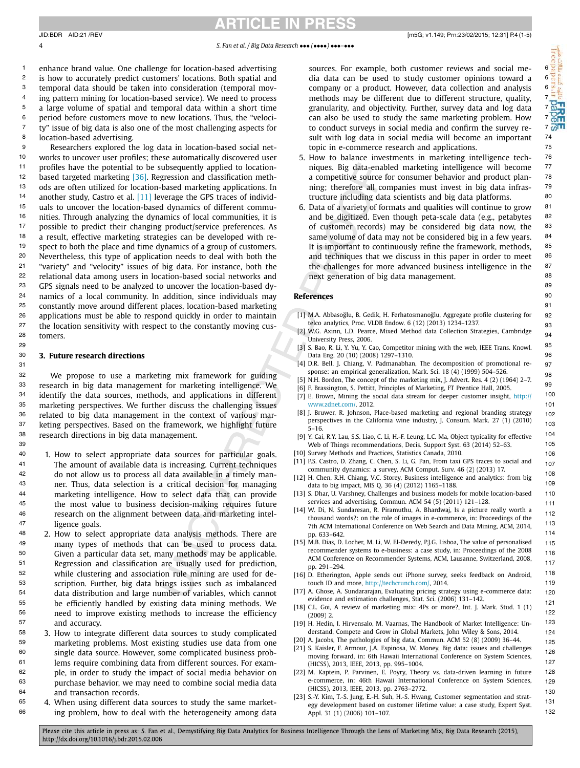enhance brand value. One challenge for location-based advertising is how to accurately predict customers' locations. Both spatial and temporal data should be taken into consideration (temporal moving pattern mining for location-based service). We need to process a large volume of spatial and temporal data within a short time period before customers move to new locations. Thus, the "velocity" issue of big data is also one of the most challenging aspects for location-based advertising.

Researchers explored the log data in location-based social networks to uncover user profiles; these automatically discovered user profiles have the potential to be subsequently applied to location-based targeted marketing [36]. Regression and classification methods are often utilized for location-based marketing applications. In another study, Castro et al. [11] leverage the GPS traces of individuals to uncover the location-based dynamics of different communities. Through analyzing the dynamics of local communities, it is possible to predict their changing product/service preferences. As a result, effective marketing strategies can be developed with respect to both the place and time dynamics of a group of customers. Nevertheless, this type of application needs to deal with both the "variety" and "velocity" issues of big data. For instance, both the relational data among users in location-based social networks and GPS signals need to be analyzed to uncover the location-based dynamics of a local community. In addition, since individuals may constantly move around different places, location-based marketing applications must be able to respond quickly in order to maintain the location sensitivity with respect to the constantly moving customers.

## 3. Future research directions

We propose to use a marketing mix framework for guiding research in big data management for marketing intelligence. We identify the data sources, methods, and applications in different marketing perspectives. We further discuss the challenging issues related to big data management in the context of various marketing perspectives. Based on the framework, we highlight future research directions in big data management.

1. How to select appropriate data sources for particular goals. The amount of available data is increasing. Current techniques do not allow us to process all data available in a timely manner. Thus, data selection is a critical decision for managing marketing intelligence. How to select data that can provide the most value to business decision-making requires future research on the alignment between data and marketing intelligence goals.
2. How to select appropriate data analysis methods. There are many types of methods that can be used to process data. Given a particular data set, many methods may be applicable. Regression and classification are usually used for prediction, while clustering and association rule mining are used for description. Further, big data brings issues such as imbalanced data distribution and large number of variables, which cannot be efficiently handled by existing data mining methods. We need to improve existing methods to increase the efficiency and accuracy.
3. How to integrate different data sources to study complicated marketing problems. Most existing studies use data from one single data source. However, some complicated business problems require combining data from different sources. For example, in order to study the impact of social media behavior on purchase behavior, we may need to combine social media data and transaction records.
4. When using different data sources to study the same marketing problem, how to deal with the heterogeneity among data sources. For example, both customer reviews and social media data can be used to study customer opinions toward a company or a product. However, data collection and analysis methods may be different due to different structure, quality, granularity, and objectivity. Further, survey data and log data can also be used to study the same marketing problem. How to conduct surveys in social media and confirm the survey result with log data in social media will become an important topic in e-commerce research and applications.
5. How to balance investments in marketing intelligence techniques. Big data-enabled marketing intelligence will become a competitive source for consumer behavior and product planning; therefore all companies must invest in big data infrastructure including data scientists and big data platforms.
6. Data of a variety of formats and qualities will continue to grow and be digitized. Even though peta-scale data (e.g., petabytes of customer records) may be considered big data now, the same volume of data may not be considered big in a few years. It is important to continuously refine the framework, methods, and techniques that we discuss in this paper in order to meet the challenges for more advanced business intelligence in the next generation of big data management.

## References

[1] M.A. Abbasoğlu, B. Gedik, H. Ferhatosmanoğlu, Aggregate profile clustering for telco analytics, Proc. VLDB Endow. 6 (12) (2013) 1234–1237.

[2] W.G. Axinn, L.D. Pearce, Mixed Method data Collection Strategies, Cambridge University Press, 2006.

[3] S. Bao, R. Li, Y. Yu, Y. Cao, Competitor mining with the web, IEEE Trans. Knowl. Data Eng. 20 (10) (2008) 1297–1310.

[4] D.R. Bell, J. Chiang, V. Padmanabhan, The decomposition of promotional response: an empirical generalization, Mark. Sci. 18 (4) (1999) 504–526.

[5] N.H. Borden, The concept of the marketing mix, J. Advert. Res. 4 (2) (1964) 2–7.

[6] F. Brassington, S. Pettitt, Principles of Marketing, FT Prentice Hall, 2005.

[7] E. Brown, Mining the social data stream for deeper customer insight, http://www.zdnet.com/, 2012.

[8] J. Bruwer, R. Johnson, Place-based marketing and regional branding strategy perspectives in the California wine industry, J. Consum. Mark. 27 (1) (2010) 5–16.

[9] Y. Cai, R.Y. Lau, S.S. Liao, C. Li, H.-F. Leung, L.C. Ma, Object typicality for effective Web of Things recommendations, Decis. Support Syst. 63 (2014) 52–63.

[10] Survey Methods and Practices, Statistics Canada, 2010.

[11] P.S. Castro, D. Zhang, C. Chen, S. Li, G. Pan, From taxi GPS traces to social and community dynamics: a survey, ACM Comput. Surv. 46 (2) (2013) 17.

[12] H. Chen, R.H. Chiang, V.C. Storey, Business intelligence and analytics: from big data to big impact, MIS Q. 36 (4) (2012) 1165–1188.

[13] S. Dhar, U. Varshney, Challenges and business models for mobile location-based services and advertising, Commun. ACM 54 (5) (2011) 121–128.

[14] W. Di, N. Sundaresan, R. Piramuthu, A. Bhardwaj, Is a picture really worth a thousand words?: on the role of images in e-commerce, in: Proceedings of the 7th ACM International Conference on Web Search and Data Mining, ACM, 2014, pp. 633–642.

[15] M.B. Dias, D. Locher, M. Li, W. El-Deredy, P.J.G. Lisboa, The value of personalised recommender systems to e-business: a case study, in: Proceedings of the 2008 ACM Conference on Recommender Systems, ACM, Lausanne, Switzerland, 2008, pp. 291–294.

[16] D. Etherington, Apple sends out iPhone survey, seeks feedback on Android, touch ID and more, http://techcrunch.com/, 2014.

[17] A. Ghose, A. Sundararajan, Evaluating pricing strategy using e-commerce data: evidence and estimation challenges, Stat. Sci. (2006) 131–142.

[18] C.L. Goi, A review of marketing mix: 4Ps or more?, Int. J. Mark. Stud. 1 (1) (2009) 2.

[19] H. Hedin, I. Hirvensalo, M. Vaarnas, The Handbook of Market Intelligence: Understand, Compete and Grow in Global Markets, John Wiley & Sons, 2014.

[20] A. Jacobs, The pathologies of big data, Commun. ACM 52 (8) (2009) 36–44.

[21] S. Kaisler, F. Armour, J.A. Espinosa, W. Money, Big data: issues and challenges moving forward, in: 6th Hawaii International Conference on System Sciences, (HICSS), 2013, IEEE, 2013, pp. 995–1004.

[22] M. Kaptein, P. Parvinen, E. Poyry, Theory vs. data-driven learning in future e-commerce, in: 46th Hawaii International Conference on System Sciences, (HICSS), 2013, IEEE, 2013, pp. 2763–2772.

[23] S.-Y. Kim, T.-S. Jung, E.-H. Suh, H.-S. Hwang, Customer segmentation and strategy development based on customer lifetime value: a case study, Expert Syst. Appl. 31 (1) (2006) 101–107.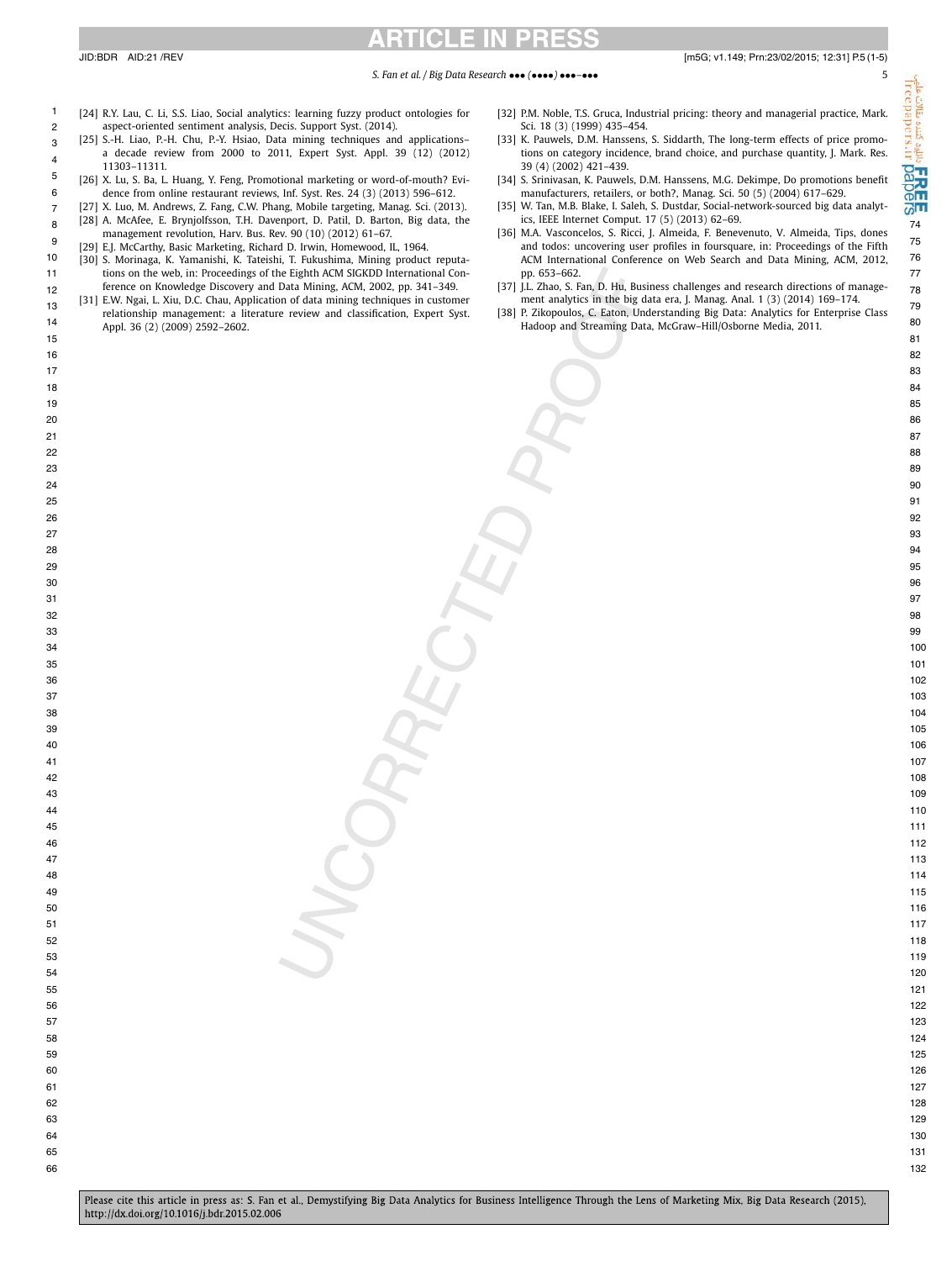[24] R.Y. Lau, C. Li, S.S. Liao, Social analytics: learning fuzzy product ontologies for aspect-oriented sentiment analysis, Decis. Support Syst. (2014).

[25] S.-H. Liao, P.-H. Chu, P.-Y. Hsiao, Data mining techniques and applications–a decade review from 2000 to 2011, Expert Syst. Appl. 39 (12) (2012) 11303–11311.

[26] X. Lu, S. Ba, L. Huang, Y. Feng, Promotional marketing or word-of-mouth? Evidence from online restaurant reviews, Inf. Syst. Res. 24 (3) (2013) 596–612.

[27] X. Luo, M. Andrews, Z. Fang, C.W. Phang, Mobile targeting, Manag. Sci. (2013).

[28] A. McAfee, E. Brynjolfsson, T.H. Davenport, D. Patil, D. Barton, Big data, the management revolution, Harv. Bus. Rev. 90 (10) (2012) 61–67.

[29] E.J. McCarthy, Basic Marketing, Richard D. Irwin, Homewood, IL, 1964.

[30] S. Morinaga, K. Yamanishi, K. Tateishi, T. Fukushima, Mining product reputations on the web, in: Proceedings of the Eighth ACM SIGKDD International Conference on Knowledge Discovery and Data Mining, ACM, 2002, pp. 341–349.

[31] E.W. Ngai, L. Xiu, D.C. Chau, Application of data mining techniques in customer relationship management: a literature review and classification, Expert Syst. Appl. 36 (2) (2009) 2592–2602.

[32] P.M. Noble, T.S. Gruca, Industrial pricing: theory and managerial practice, Mark. Sci. 18 (3) (1999) 435–454.

[33] K. Pauwels, D.M. Hanssens, S. Siddarth, The long-term effects of price promotions on category incidence, brand choice, and purchase quantity, J. Mark. Res. 39 (4) (2002) 421–439.

[34] S. Srinivasan, K. Pauwels, D.M. Hanssens, M.G. Dekimpe, Do promotions benefit manufacturers, retailers, or both?, Manag. Sci. 50 (5) (2004) 617–629.

[35] W. Tan, M.B. Blake, I. Saleh, S. Dustdar, Social-network-sourced big data analytics, IEEE Internet Comput. 17 (5) (2013) 62–69.

[36] M.A. Vasconcelos, S. Ricci, J. Almeida, F. Benevenuto, V. Almeida, Tips, dones and todos: uncovering user profiles in foursquare, in: Proceedings of the Fifth ACM International Conference on Web Search and Data Mining, ACM, 2012, pp. 653–662.

[37] J.L. Zhao, S. Fan, D. Hu, Business challenges and research directions of management analytics in the big data era, J. Manag. Anal. 1 (3) (2014) 169–174.

[38] P. Zikopoulos, C. Eaton, Understanding Big Data: Analytics for Enterprise Class Hadoop and Streaming Data, McGraw–Hill/Osborne Media, 2011.